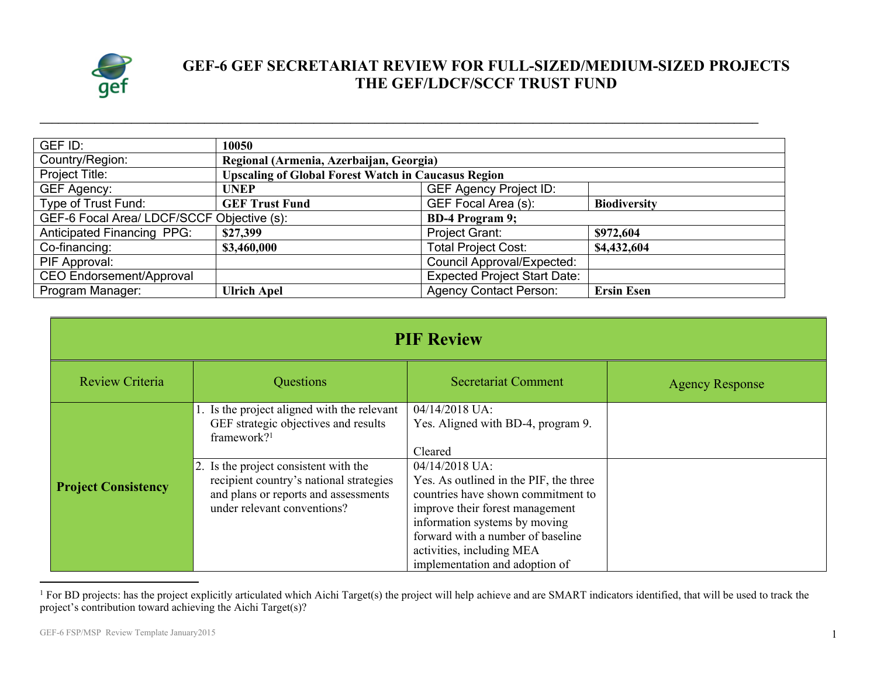# GEF-6 GEF SECRETARIAT REVIEW FOR FULL-SIZED/MEDIUM-SIZED PROJECTS
# THE GEF/LDCF/SCCF TRUST FUND

| GEF ID: | **10050** | | |
|---|---|---|---|
| Country/Region: | **Regional (Armenia, Azerbaijan, Georgia)** | | |
| Project Title: | **Upscaling of Global Forest Watch in Caucasus Region** | | |
| GEF Agency: | **UNEP** | GEF Agency Project ID: | |
| Type of Trust Fund: | **GEF Trust Fund** | GEF Focal Area (s): | **Biodiversity** |
| GEF-6 Focal Area/ LDCF/SCCF Objective (s): | | **BD-4 Program 9;** | |
| Anticipated Financing PPG: | **$27,399** | Project Grant: | **$972,604** |
| Co-financing: | **$3,460,000** | Total Project Cost: | **$4,432,604** |
| PIF Approval: | | Council Approval/Expected: | |
| CEO Endorsement/Approval | | Expected Project Start Date: | |
| Program Manager: | **Ulrich Apel** | Agency Contact Person: | **Ersin Esen** |

## PIF Review

| Review Criteria | Questions | Secretariat Comment | Agency Response |
|---|---|---|---|
| **Project Consistency** | 1. Is the project aligned with the relevant GEF strategic objectives and results framework?[1] | 04/14/2018 UA: Yes. Aligned with BD-4, program 9. Cleared | |
| | 2. Is the project consistent with the recipient country's national strategies and plans or reports and assessments under relevant conventions? | 04/14/2018 UA: Yes. As outlined in the PIF, the three countries have shown commitment to improve their forest management information systems by moving forward with a number of baseline activities, including MEA implementation and adoption of | |

[1] For BD projects: has the project explicitly articulated which Aichi Target(s) the project will help achieve and are SMART indicators identified, that will be used to track the project's contribution toward achieving the Aichi Target(s)?

GEF-6 FSP/MSP Review Template January2015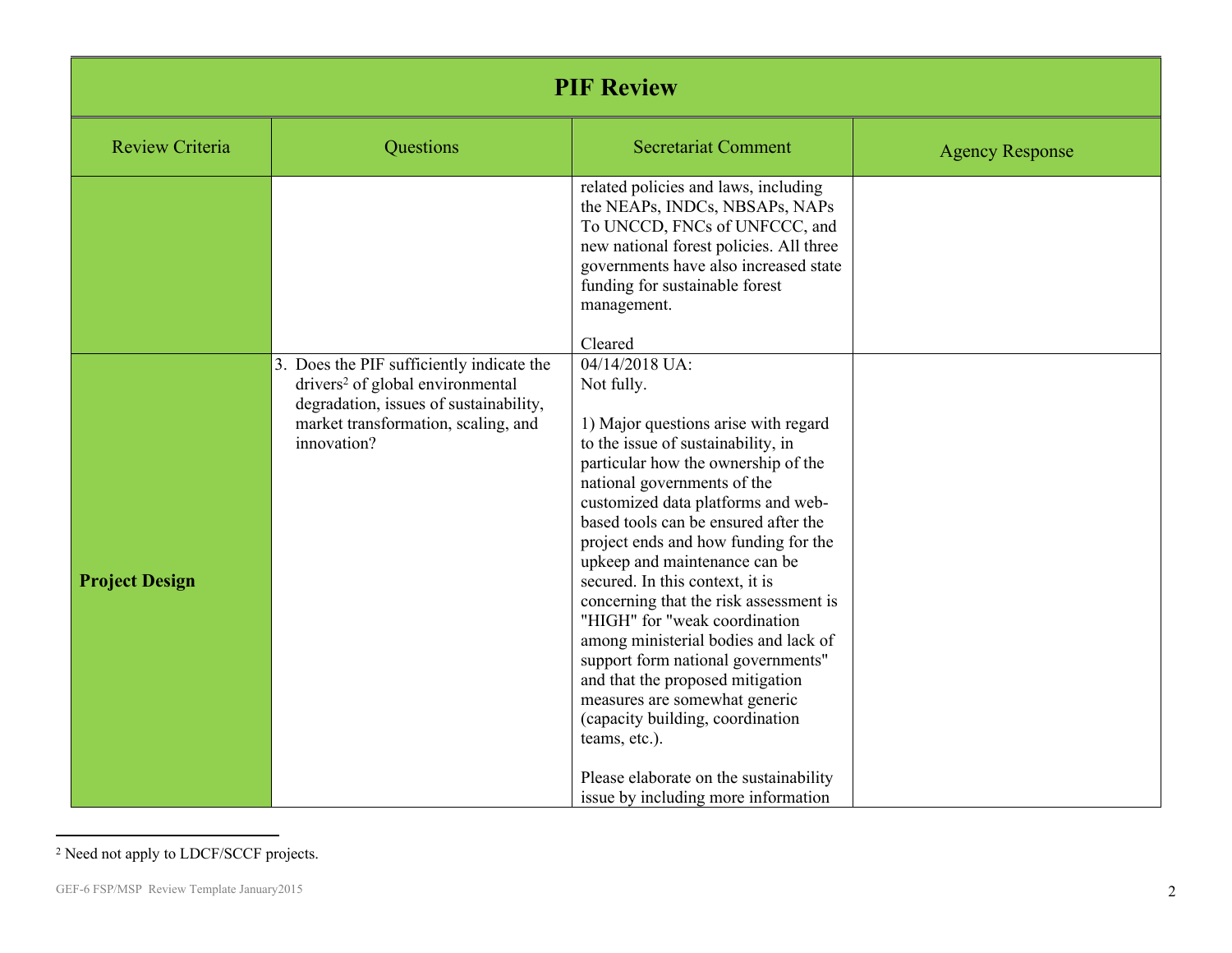# PIF Review

| Review Criteria | Questions | Secretariat Comment | Agency Response |
|---|---|---|---|
| | | related policies and laws, including the NEAPs, INDCs, NBSAPs, NAPs To UNCCD, FNCs of UNFCCC, and new national forest policies. All three governments have also increased state funding for sustainable forest management.<br><br>Cleared | |
| **Project Design** | 3. Does the PIF sufficiently indicate the drivers[2] of global environmental degradation, issues of sustainability, market transformation, scaling, and innovation? | 04/14/2018 UA:<br>Not fully.<br><br>1) Major questions arise with regard to the issue of sustainability, in particular how the ownership of the national governments of the customized data platforms and web-based tools can be ensured after the project ends and how funding for the upkeep and maintenance can be secured. In this context, it is concerning that the risk assessment is "HIGH" for "weak coordination among ministerial bodies and lack of support form national governments" and that the proposed mitigation measures are somewhat generic (capacity building, coordination teams, etc.).<br><br>Please elaborate on the sustainability issue by including more information | |

[2] Need not apply to LDCF/SCCF projects.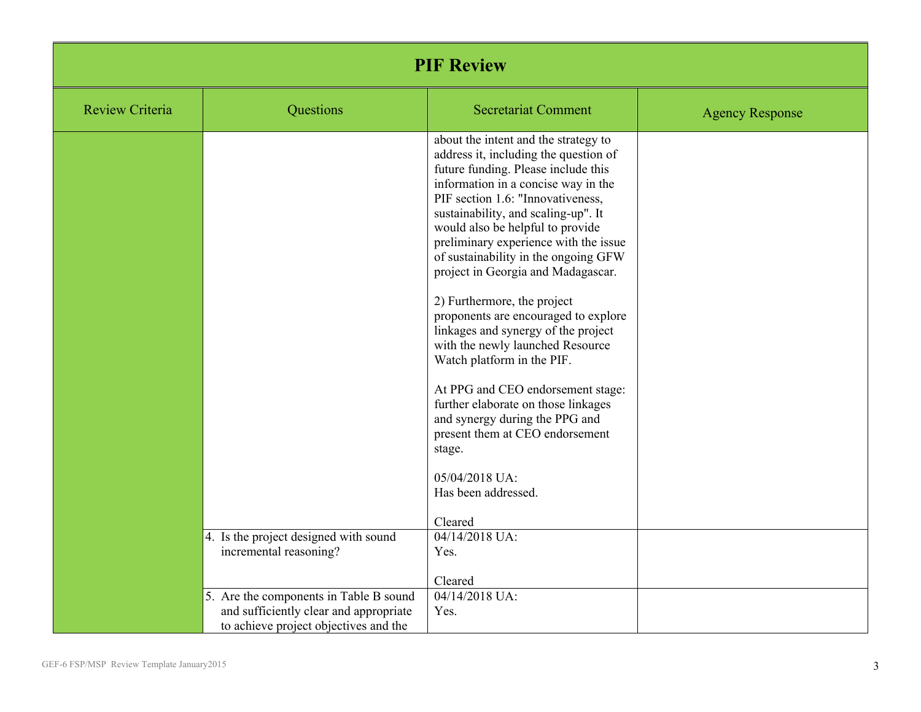# PIF Review

| Review Criteria | Questions | Secretariat Comment | Agency Response |
|---|---|---|---|
| | | about the intent and the strategy to address it, including the question of future funding. Please include this information in a concise way in the PIF section 1.6: "Innovativeness, sustainability, and scaling-up". It would also be helpful to provide preliminary experience with the issue of sustainability in the ongoing GFW project in Georgia and Madagascar.<br><br>2) Furthermore, the project proponents are encouraged to explore linkages and synergy of the project with the newly launched Resource Watch platform in the PIF.<br><br>At PPG and CEO endorsement stage: further elaborate on those linkages and synergy during the PPG and present them at CEO endorsement stage.<br><br>05/04/2018 UA:<br>Has been addressed.<br><br>Cleared | |
| | 4. Is the project designed with sound incremental reasoning? | 04/14/2018 UA:<br>Yes.<br><br>Cleared | |
| | 5. Are the components in Table B sound and sufficiently clear and appropriate to achieve project objectives and the | 04/14/2018 UA:<br>Yes. | |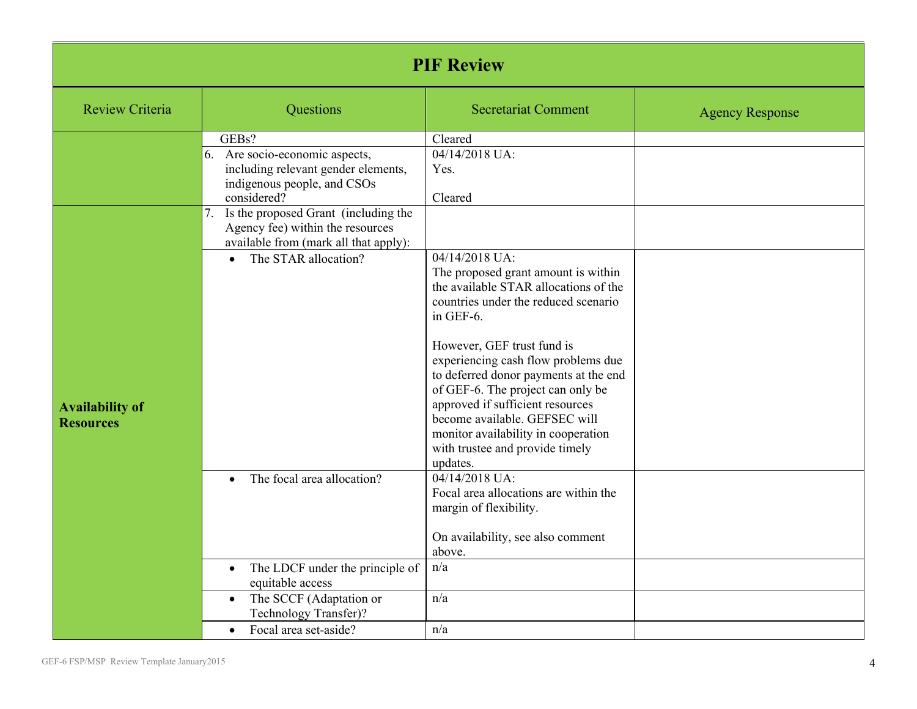# PIF Review

| Review Criteria | Questions | Secretariat Comment | Agency Response |
|---|---|---|---|
| | GEBs? | Cleared | |
| | 6. Are socio-economic aspects, including relevant gender elements, indigenous people, and CSOs considered? | 04/14/2018 UA:<br>Yes.<br><br>Cleared | |
| **Availability of Resources** | 7. Is the proposed Grant (including the Agency fee) within the resources available from (mark all that apply): | | |
| | • The STAR allocation? | 04/14/2018 UA:<br>The proposed grant amount is within the available STAR allocations of the countries under the reduced scenario in GEF-6.<br><br>However, GEF trust fund is experiencing cash flow problems due to deferred donor payments at the end of GEF-6. The project can only be approved if sufficient resources become available. GEFSEC will monitor availability in cooperation with trustee and provide timely updates. | |
| | • The focal area allocation? | 04/14/2018 UA:<br>Focal area allocations are within the margin of flexibility.<br><br>On availability, see also comment above. | |
| | • The LDCF under the principle of equitable access | n/a | |
| | • The SCCF (Adaptation or Technology Transfer)? | n/a | |
| | • Focal area set-aside? | n/a | |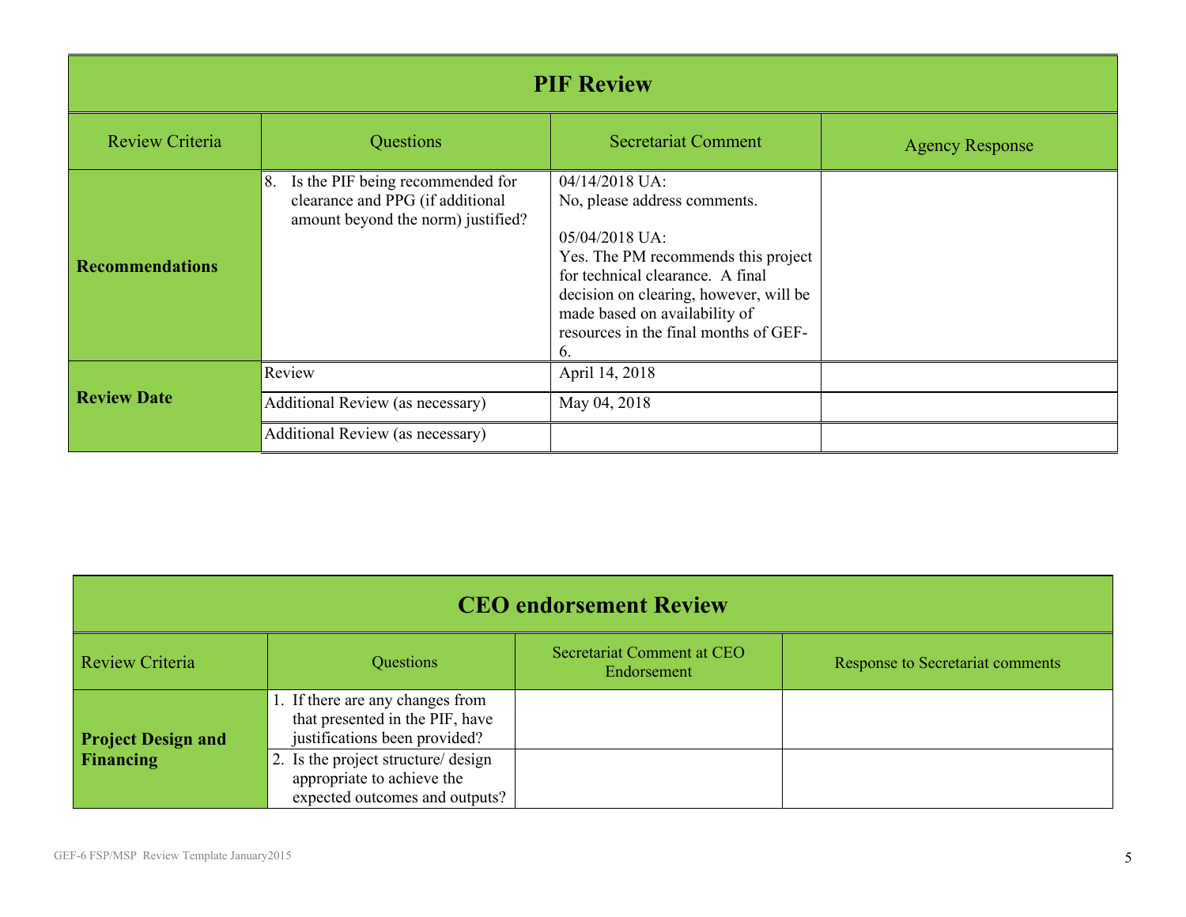| PIF Review | | | |
|---|---|---|---|
| Review Criteria | Questions | Secretariat Comment | Agency Response |
| **Recommendations** | 8. Is the PIF being recommended for clearance and PPG (if additional amount beyond the norm) justified? | 04/14/2018 UA:<br>No, please address comments.<br><br>05/04/2018 UA:<br>Yes. The PM recommends this project for technical clearance. A final decision on clearing, however, will be made based on availability of resources in the final months of GEF-6. | |
| **Review Date** | Review | April 14, 2018 | |
| | Additional Review (as necessary) | May 04, 2018 | |
| | Additional Review (as necessary) | | |

| CEO endorsement Review | | | |
|---|---|---|---|
| Review Criteria | Questions | Secretariat Comment at CEO Endorsement | Response to Secretariat comments |
| **Project Design and Financing** | 1. If there are any changes from that presented in the PIF, have justifications been provided? | | |
| | 2. Is the project structure/ design appropriate to achieve the expected outcomes and outputs? | | |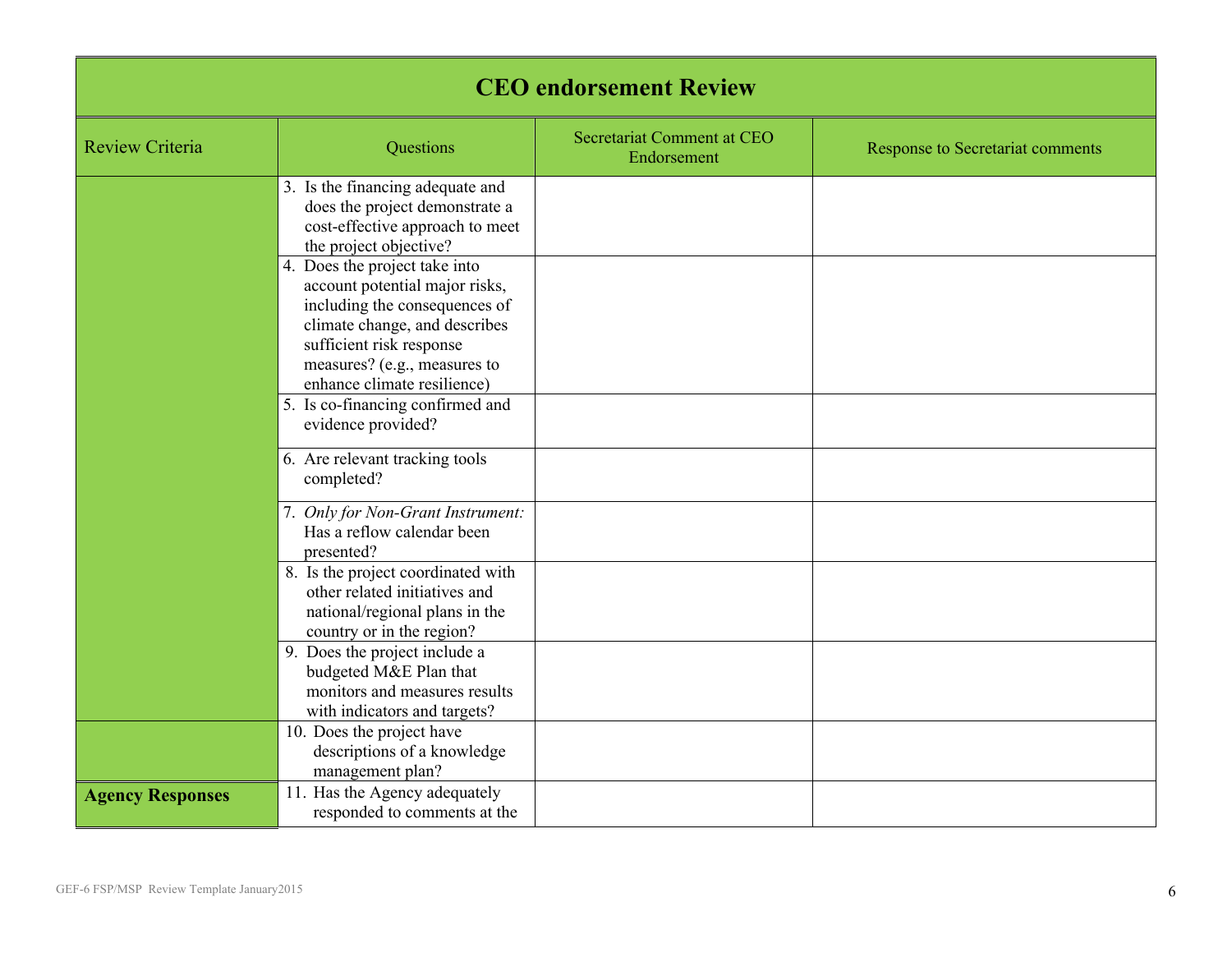| CEO endorsement Review | | | |
|---|---|---|---|
| Review Criteria | Questions | Secretariat Comment at CEO Endorsement | Response to Secretariat comments |
| | 3. Is the financing adequate and does the project demonstrate a cost-effective approach to meet the project objective? | | |
| | 4. Does the project take into account potential major risks, including the consequences of climate change, and describes sufficient risk response measures? (e.g., measures to enhance climate resilience) | | |
| | 5. Is co-financing confirmed and evidence provided? | | |
| | 6. Are relevant tracking tools completed? | | |
| | 7. *Only for Non-Grant Instrument:* Has a reflow calendar been presented? | | |
| | 8. Is the project coordinated with other related initiatives and national/regional plans in the country or in the region? | | |
| | 9. Does the project include a budgeted M&E Plan that monitors and measures results with indicators and targets? | | |
| | 10. Does the project have descriptions of a knowledge management plan? | | |
| **Agency Responses** | 11. Has the Agency adequately responded to comments at the | | |

GEF-6 FSP/MSP Review Template January2015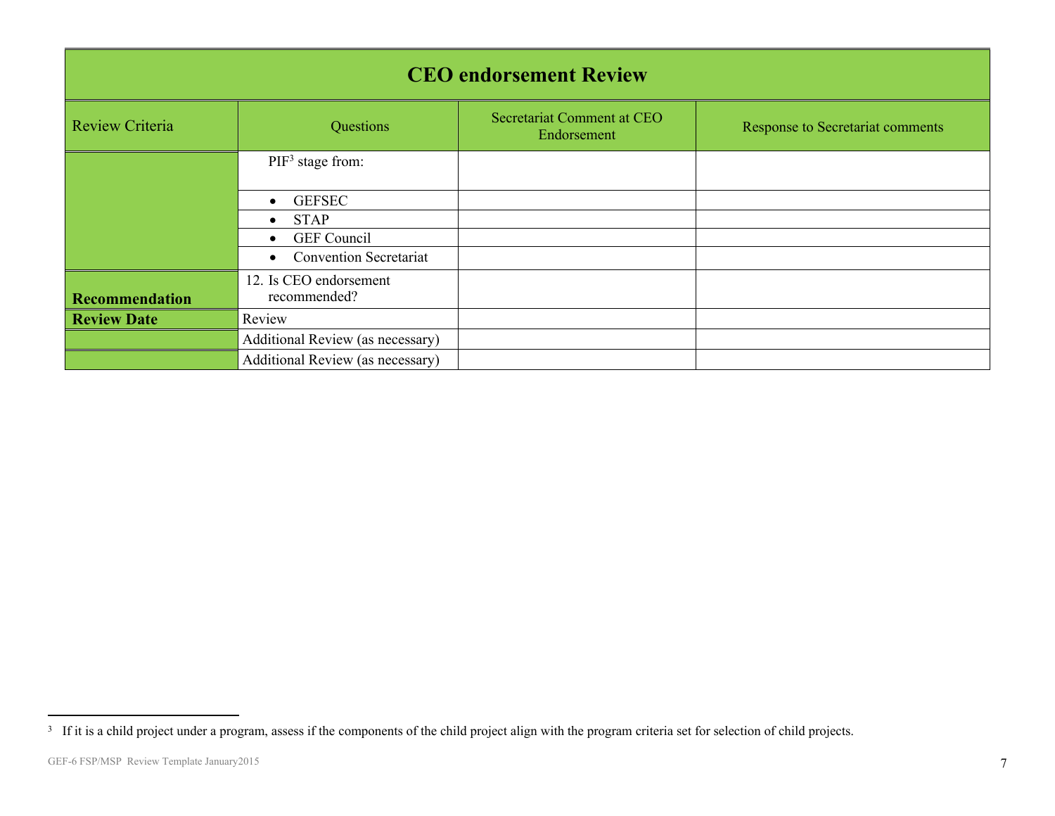# CEO endorsement Review

| Review Criteria | Questions | Secretariat Comment at CEO Endorsement | Response to Secretariat comments |
|---|---|---|---|
| | PIF[3] stage from: | | |
| | • GEFSEC | | |
| | • STAP | | |
| | • GEF Council | | |
| | • Convention Secretariat | | |
| **Recommendation** | 12. Is CEO endorsement recommended? | | |
| **Review Date** | Review | | |
| | Additional Review (as necessary) | | |
| | Additional Review (as necessary) | | |

[3] If it is a child project under a program, assess if the components of the child project align with the program criteria set for selection of child projects.